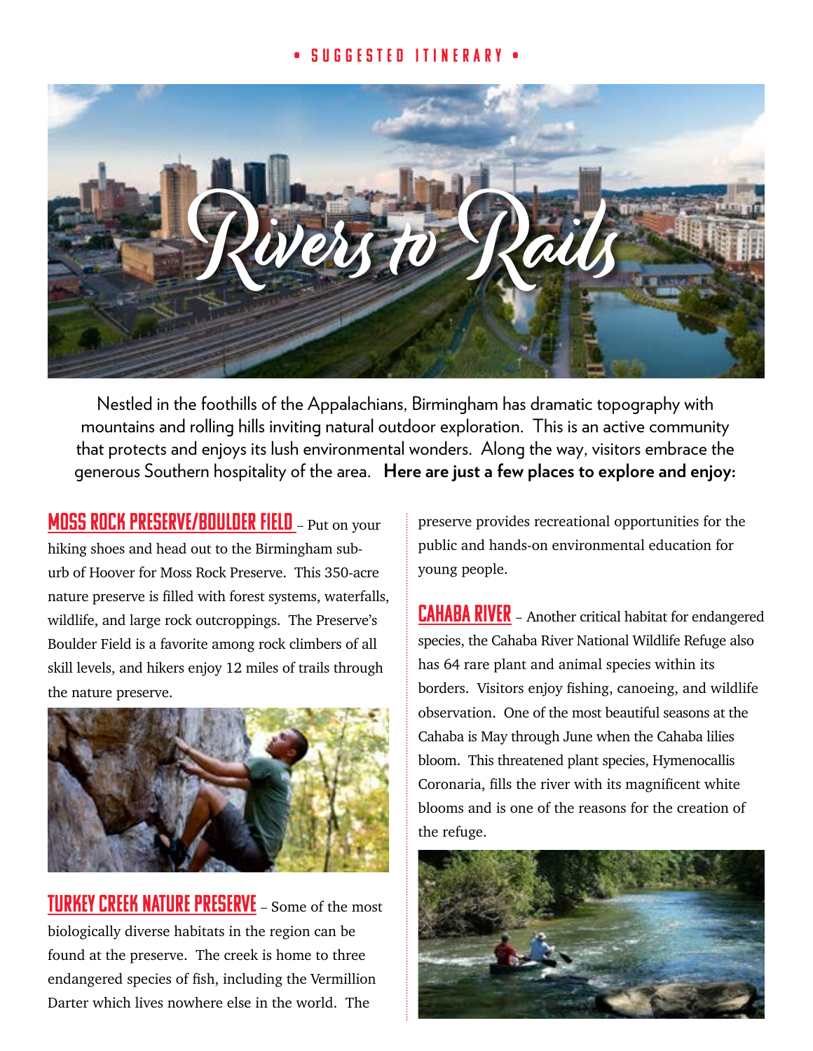• SUGGESTED ITINERARY •

# Rivers to Rails

Nestled in the foothills of the Appalachians, Birmingham has dramatic topography with mountains and rolling hills inviting natural outdoor exploration. This is an active community that protects and enjoys its lush environmental wonders. Along the way, visitors embrace the generous Southern hospitality of the area. **Here are just a few places to explore and enjoy:**

**MOSS ROCK PRESERVE/BOULDER FIELD** – Put on your hiking shoes and head out to the Birmingham suburb of Hoover for Moss Rock Preserve. This 350-acre nature preserve is filled with forest systems, waterfalls, wildlife, and large rock outcroppings. The Preserve's Boulder Field is a favorite among rock climbers of all skill levels, and hikers enjoy 12 miles of trails through the nature preserve.

**TURKEY CREEK NATURE PRESERVE** – Some of the most biologically diverse habitats in the region can be found at the preserve. The creek is home to three endangered species of fish, including the Vermillion Darter which lives nowhere else in the world. The preserve provides recreational opportunities for the public and hands-on environmental education for young people.

**CAHABA RIVER** – Another critical habitat for endangered species, the Cahaba River National Wildlife Refuge also has 64 rare plant and animal species within its borders. Visitors enjoy fishing, canoeing, and wildlife observation. One of the most beautiful seasons at the Cahaba is May through June when the Cahaba lilies bloom. This threatened plant species, Hymenocallis Coronaria, fills the river with its magnificent white blooms and is one of the reasons for the creation of the refuge.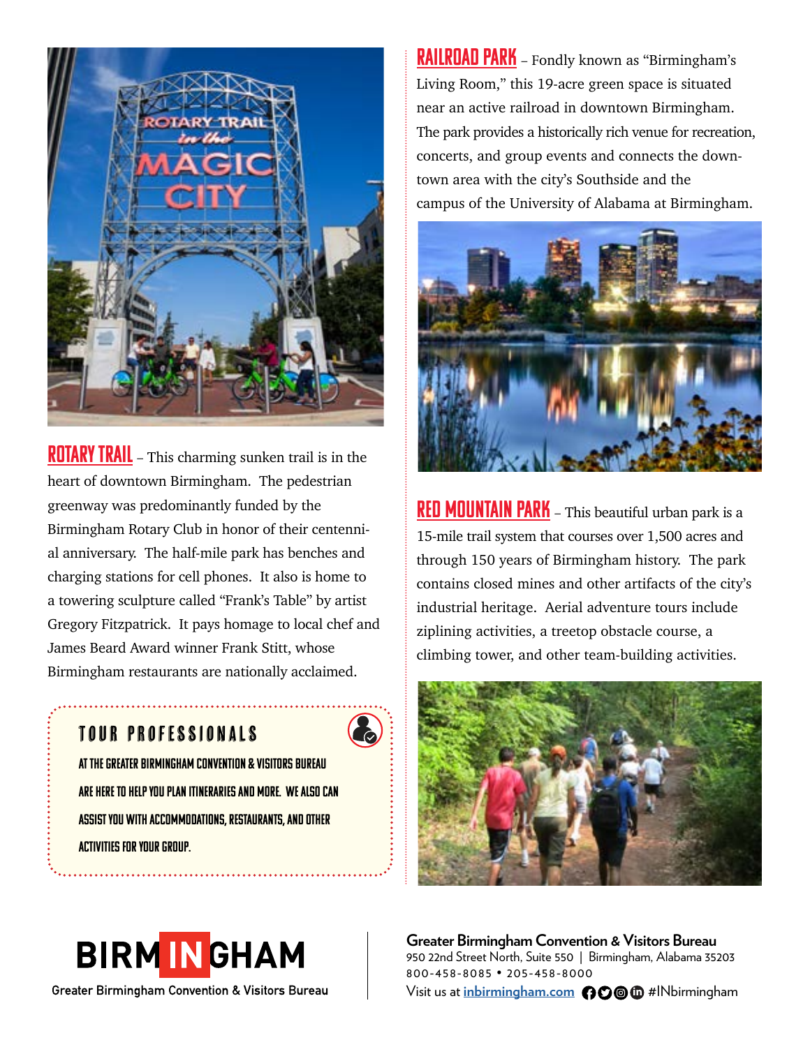**ROTARY TRAIL** – This charming sunken trail is in the heart of downtown Birmingham. The pedestrian greenway was predominantly funded by the Birmingham Rotary Club in honor of their centennial anniversary. The half-mile park has benches and charging stations for cell phones. It also is home to a towering sculpture called "Frank's Table" by artist Gregory Fitzpatrick. It pays homage to local chef and James Beard Award winner Frank Stitt, whose Birmingham restaurants are nationally acclaimed.

## TOUR PROFESSIONALS

AT THE GREATER BIRMINGHAM CONVENTION & VISITORS BUREAU ARE HERE TO HELP YOU PLAN ITINERARIES AND MORE. WE ALSO CAN ASSIST YOU WITH ACCOMMODATIONS, RESTAURANTS, AND OTHER ACTIVITIES FOR YOUR GROUP.

**RAILROAD PARK** – Fondly known as "Birmingham's Living Room," this 19-acre green space is situated near an active railroad in downtown Birmingham. The park provides a historically rich venue for recreation, concerts, and group events and connects the downtown area with the city's Southside and the campus of the University of Alabama at Birmingham.

**RED MOUNTAIN PARK** – This beautiful urban park is a 15-mile trail system that courses over 1,500 acres and through 150 years of Birmingham history. The park contains closed mines and other artifacts of the city's industrial heritage. Aerial adventure tours include ziplining activities, a treetop obstacle course, a climbing tower, and other team-building activities.

BIRMINGHAM
Greater Birmingham Convention & Visitors Bureau

**Greater Birmingham Convention & Visitors Bureau**
950 22nd Street North, Suite 550 | Birmingham, Alabama 35203
800-458-8085 • 205-458-8000
Visit us at inbirmingham.com #INbirmingham